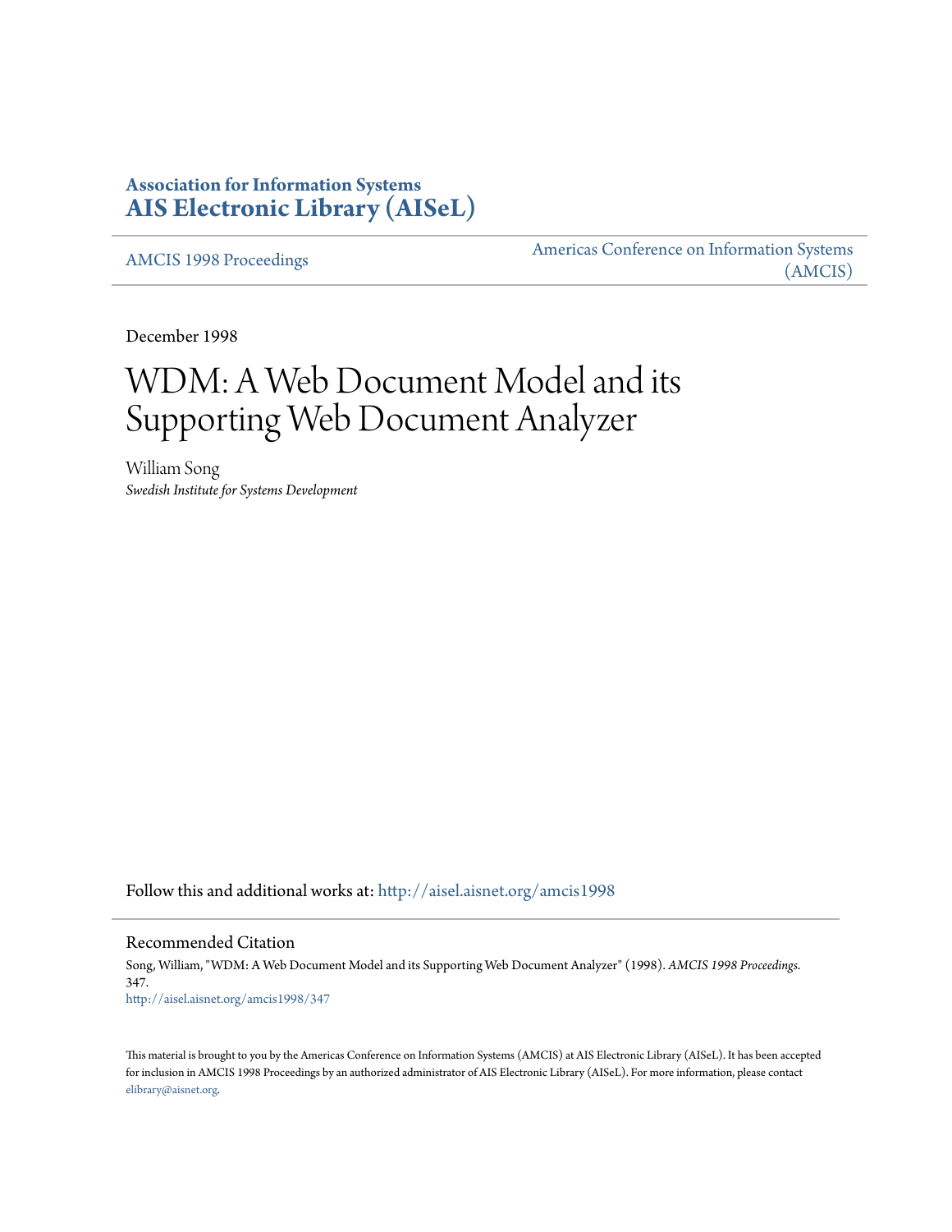**Association for Information Systems**
**AIS Electronic Library (AISeL)**

AMCIS 1998 Proceedings | Americas Conference on Information Systems (AMCIS)

December 1998

# WDM: A Web Document Model and its Supporting Web Document Analyzer

William Song
*Swedish Institute for Systems Development*

Follow this and additional works at: http://aisel.aisnet.org/amcis1998

## Recommended Citation

Song, William, "WDM: A Web Document Model and its Supporting Web Document Analyzer" (1998). *AMCIS 1998 Proceedings*. 347.
http://aisel.aisnet.org/amcis1998/347

This material is brought to you by the Americas Conference on Information Systems (AMCIS) at AIS Electronic Library (AISeL). It has been accepted for inclusion in AMCIS 1998 Proceedings by an authorized administrator of AIS Electronic Library (AISeL). For more information, please contact elibrary@aisnet.org.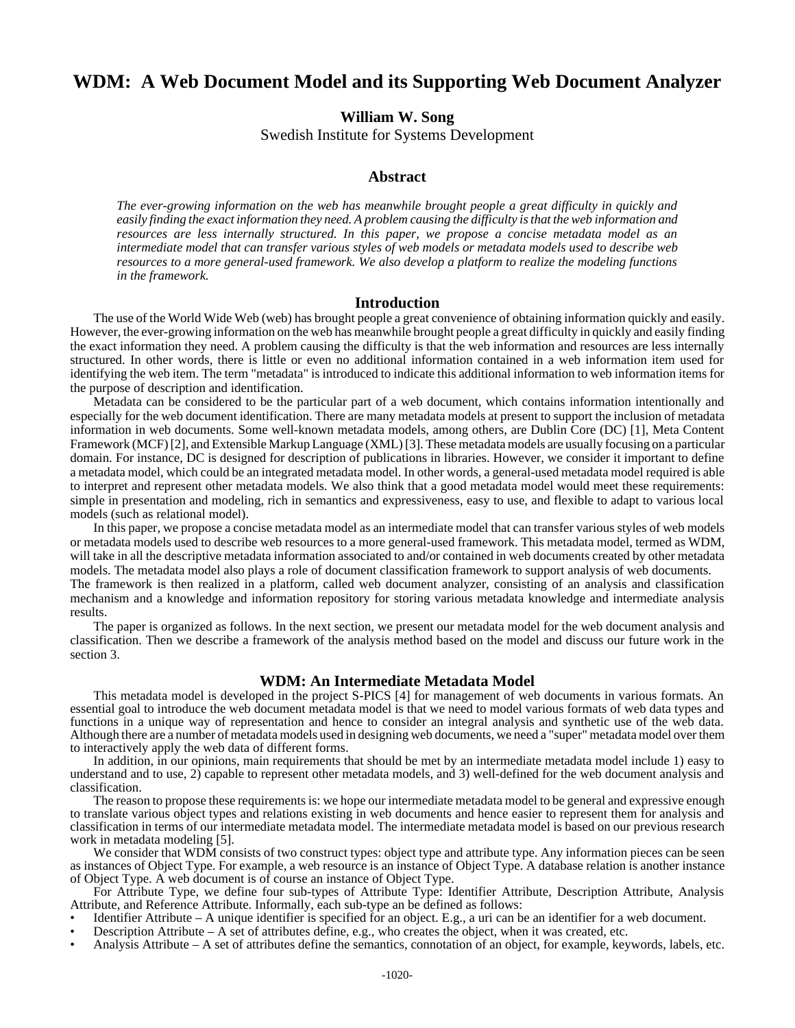# WDM: A Web Document Model and its Supporting Web Document Analyzer

**William W. Song**

Swedish Institute for Systems Development

## Abstract

*The ever-growing information on the web has meanwhile brought people a great difficulty in quickly and easily finding the exact information they need. A problem causing the difficulty is that the web information and resources are less internally structured. In this paper, we propose a concise metadata model as an intermediate model that can transfer various styles of web models or metadata models used to describe web resources to a more general-used framework. We also develop a platform to realize the modeling functions in the framework.*

## Introduction

The use of the World Wide Web (web) has brought people a great convenience of obtaining information quickly and easily. However, the ever-growing information on the web has meanwhile brought people a great difficulty in quickly and easily finding the exact information they need. A problem causing the difficulty is that the web information and resources are less internally structured. In other words, there is little or even no additional information contained in a web information item used for identifying the web item. The term "metadata" is introduced to indicate this additional information to web information items for the purpose of description and identification.

Metadata can be considered to be the particular part of a web document, which contains information intentionally and especially for the web document identification. There are many metadata models at present to support the inclusion of metadata information in web documents. Some well-known metadata models, among others, are Dublin Core (DC) [1], Meta Content Framework (MCF) [2], and Extensible Markup Language (XML) [3]. These metadata models are usually focusing on a particular domain. For instance, DC is designed for description of publications in libraries. However, we consider it important to define a metadata model, which could be an integrated metadata model. In other words, a general-used metadata model required is able to interpret and represent other metadata models. We also think that a good metadata model would meet these requirements: simple in presentation and modeling, rich in semantics and expressiveness, easy to use, and flexible to adapt to various local models (such as relational model).

In this paper, we propose a concise metadata model as an intermediate model that can transfer various styles of web models or metadata models used to describe web resources to a more general-used framework. This metadata model, termed as WDM, will take in all the descriptive metadata information associated to and/or contained in web documents created by other metadata models. The metadata model also plays a role of document classification framework to support analysis of web documents. The framework is then realized in a platform, called web document analyzer, consisting of an analysis and classification mechanism and a knowledge and information repository for storing various metadata knowledge and intermediate analysis results.

The paper is organized as follows. In the next section, we present our metadata model for the web document analysis and classification. Then we describe a framework of the analysis method based on the model and discuss our future work in the section 3.

## WDM: An Intermediate Metadata Model

This metadata model is developed in the project S-PICS [4] for management of web documents in various formats. An essential goal to introduce the web document metadata model is that we need to model various formats of web data types and functions in a unique way of representation and hence to consider an integral analysis and synthetic use of the web data. Although there are a number of metadata models used in designing web documents, we need a "super" metadata model over them to interactively apply the web data of different forms.

In addition, in our opinions, main requirements that should be met by an intermediate metadata model include 1) easy to understand and to use, 2) capable to represent other metadata models, and 3) well-defined for the web document analysis and classification.

The reason to propose these requirements is: we hope our intermediate metadata model to be general and expressive enough to translate various object types and relations existing in web documents and hence easier to represent them for analysis and classification in terms of our intermediate metadata model. The intermediate metadata model is based on our previous research work in metadata modeling [5].

We consider that WDM consists of two construct types: object type and attribute type. Any information pieces can be seen as instances of Object Type. For example, a web resource is an instance of Object Type. A database relation is another instance of Object Type. A web document is of course an instance of Object Type.

For Attribute Type, we define four sub-types of Attribute Type: Identifier Attribute, Description Attribute, Analysis Attribute, and Reference Attribute. Informally, each sub-type an be defined as follows:

- Identifier Attribute – A unique identifier is specified for an object. E.g., a uri can be an identifier for a web document.
- Description Attribute – A set of attributes define, e.g., who creates the object, when it was created, etc.
- Analysis Attribute – A set of attributes define the semantics, connotation of an object, for example, keywords, labels, etc.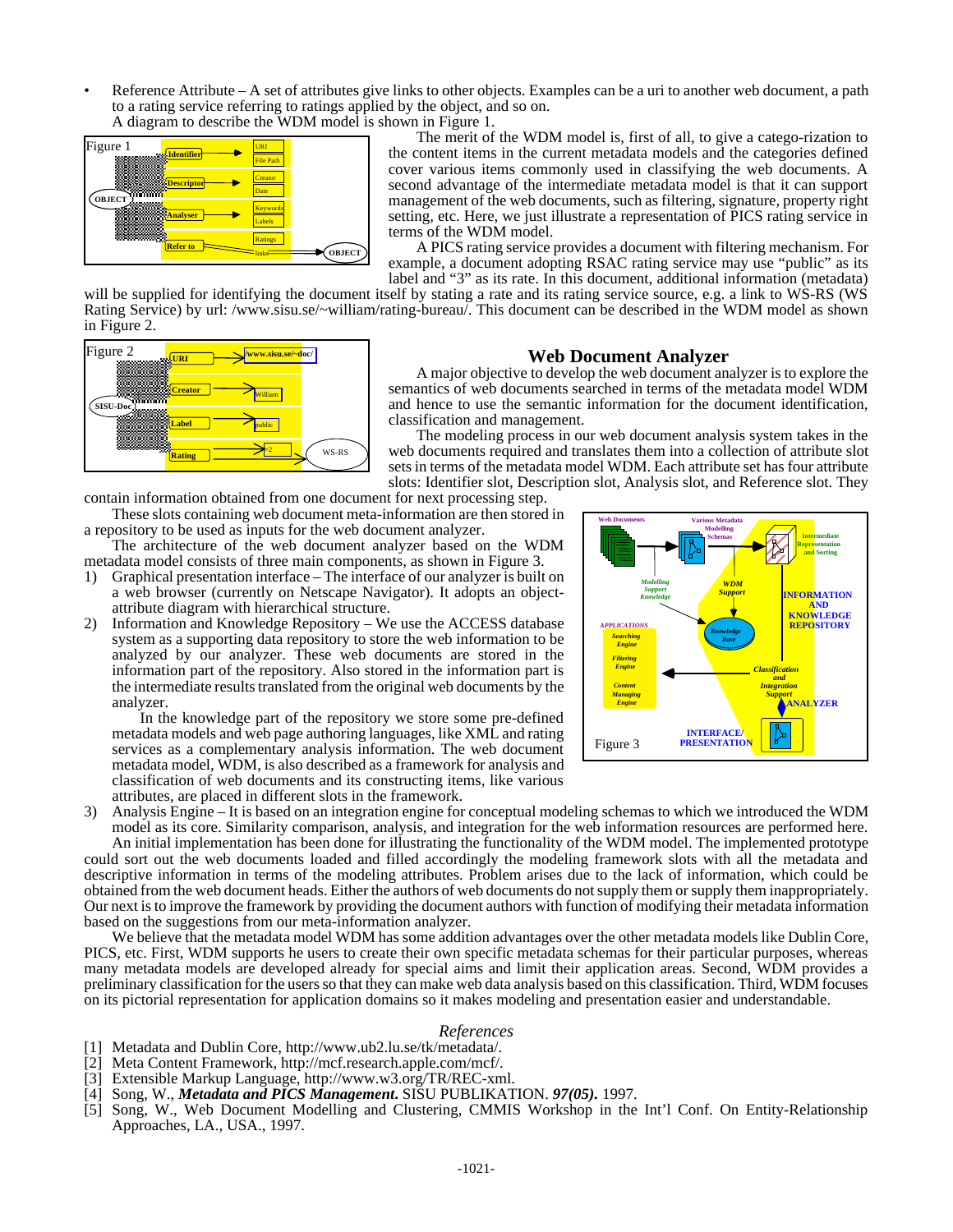- Reference Attribute – A set of attributes give links to other objects. Examples can be a uri to another web document, a path to a rating service referring to ratings applied by the object, and so on.

  A diagram to describe the WDM model is shown in Figure 1.

Figure 1

OBJECT
Identifier
Descriptor
Analyser
Refer to
URI
File Path
Creator
Date
Keywords
Labels
Ratings
links
OBJECT

The merit of the WDM model is, first of all, to give a catego-rization to the content items in the current metadata models and the categories defined cover various items commonly used in classifying the web documents. A second advantage of the intermediate metadata model is that it can support management of the web documents, such as filtering, signature, property right setting, etc. Here, we just illustrate a representation of PICS rating service in terms of the WDM model.

A PICS rating service provides a document with filtering mechanism. For example, a document adopting RSAC rating service may use "public" as its label and "3" as its rate. In this document, additional information (metadata) will be supplied for identifying the document itself by stating a rate and its rating service source, e.g. a link to WS-RS (WS Rating Service) by url: /www.sisu.se/~william/rating-bureau/. This document can be described in the WDM model as shown in Figure 2.

Figure 2

SISU-Doc
URI
Creator
Label
Rating
/www.sisu.se/~doc/
William
public
=2
WS-RS

## Web Document Analyzer

A major objective to develop the web document analyzer is to explore the semantics of web documents searched in terms of the metadata model WDM and hence to use the semantic information for the document identification, classification and management.

The modeling process in our web document analysis system takes in the web documents required and translates them into a collection of attribute slot sets in terms of the metadata model WDM. Each attribute set has four attribute slots: Identifier slot, Description slot, Analysis slot, and Reference slot. They contain information obtained from one document for next processing step.

These slots containing web document meta-information are then stored in a repository to be used as inputs for the web document analyzer.

The architecture of the web document analyzer based on the WDM metadata model consists of three main components, as shown in Figure 3.

1) Graphical presentation interface – The interface of our analyzer is built on a web browser (currently on Netscape Navigator). It adopts an object-attribute diagram with hierarchical structure.
2) Information and Knowledge Repository – We use the ACCESS database system as a supporting data repository to store the web information to be analyzed by our analyzer. These web documents are stored in the information part of the repository. Also stored in the information part is the intermediate results translated from the original web documents by the analyzer.

   In the knowledge part of the repository we store some pre-defined metadata models and web page authoring languages, like XML and rating services as a complementary analysis information. The web document metadata model, WDM, is also described as a framework for analysis and classification of web documents and its constructing items, like various attributes, are placed in different slots in the framework.
3) Analysis Engine – It is based on an integration engine for conceptual modeling schemas to which we introduced the WDM model as its core. Similarity comparison, analysis, and integration for the web information resources are performed here.

Web Documents
Various Metadata Modelling Schemas
Intermediate Representation and Sorting
Modelling Support Knowledge
WDM Support
INFORMATION AND KNOWLEDGE REPOSITORY
APPLICATIONS
Searching Engine
Filtering Engine
Content Managing Engine
Knowledge Base
Classification and Integration Support
ANALYZER
INTERFACE/ PRESENTATION

Figure 3

An initial implementation has been done for illustrating the functionality of the WDM model. The implemented prototype could sort out the web documents loaded and filled accordingly the modeling framework slots with all the metadata and descriptive information in terms of the modeling attributes. Problem arises due to the lack of information, which could be obtained from the web document heads. Either the authors of web documents do not supply them or supply them inappropriately. Our next is to improve the framework by providing the document authors with function of modifying their metadata information based on the suggestions from our meta-information analyzer.

We believe that the metadata model WDM has some addition advantages over the other metadata models like Dublin Core, PICS, etc. First, WDM supports he users to create their own specific metadata schemas for their particular purposes, whereas many metadata models are developed already for special aims and limit their application areas. Second, WDM provides a preliminary classification for the users so that they can make web data analysis based on this classification. Third, WDM focuses on its pictorial representation for application domains so it makes modeling and presentation easier and understandable.

## *References*

[1] Metadata and Dublin Core, http://www.ub2.lu.se/tk/metadata/.
[2] Meta Content Framework, http://mcf.research.apple.com/mcf/.
[3] Extensible Markup Language, http://www.w3.org/TR/REC-xml.
[4] Song, W., ***Metadata and PICS Management.*** SISU PUBLIKATION. ***97(05).*** 1997.
[5] Song, W., Web Document Modelling and Clustering, CMMIS Workshop in the Int'l Conf. On Entity-Relationship Approaches, LA., USA., 1997.